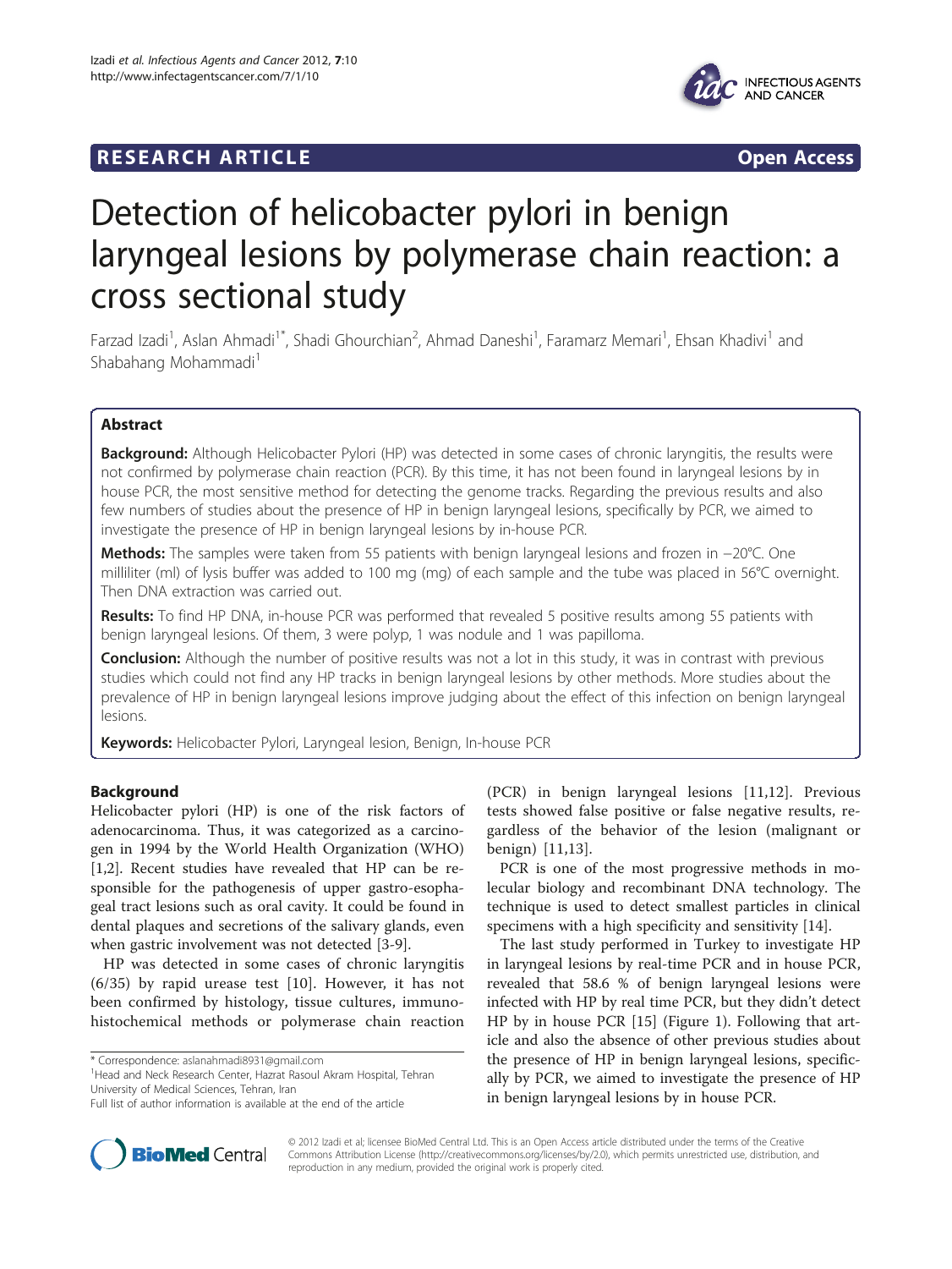**RESEARCH ARTICLE** **Open Access**

# Detection of helicobacter pylori in benign laryngeal lesions by polymerase chain reaction: a cross sectional study

Farzad Izadi[1], Aslan Ahmadi[1*], Shadi Ghourchian[2], Ahmad Daneshi[1], Faramarz Memari[1], Ehsan Khadivi[1] and Shabahang Mohammadi[1]

## Abstract

**Background:** Although Helicobacter Pylori (HP) was detected in some cases of chronic laryngitis, the results were not confirmed by polymerase chain reaction (PCR). By this time, it has not been found in laryngeal lesions by in house PCR, the most sensitive method for detecting the genome tracks. Regarding the previous results and also few numbers of studies about the presence of HP in benign laryngeal lesions, specifically by PCR, we aimed to investigate the presence of HP in benign laryngeal lesions by in-house PCR.

**Methods:** The samples were taken from 55 patients with benign laryngeal lesions and frozen in −20°C. One milliliter (ml) of lysis buffer was added to 100 mg (mg) of each sample and the tube was placed in 56°C overnight. Then DNA extraction was carried out.

**Results:** To find HP DNA, in-house PCR was performed that revealed 5 positive results among 55 patients with benign laryngeal lesions. Of them, 3 were polyp, 1 was nodule and 1 was papilloma.

**Conclusion:** Although the number of positive results was not a lot in this study, it was in contrast with previous studies which could not find any HP tracks in benign laryngeal lesions by other methods. More studies about the prevalence of HP in benign laryngeal lesions improve judging about the effect of this infection on benign laryngeal lesions.

**Keywords:** Helicobacter Pylori, Laryngeal lesion, Benign, In-house PCR

## Background

Helicobacter pylori (HP) is one of the risk factors of adenocarcinoma. Thus, it was categorized as a carcinogen in 1994 by the World Health Organization (WHO) [1,2]. Recent studies have revealed that HP can be responsible for the pathogenesis of upper gastro-esophageal tract lesions such as oral cavity. It could be found in dental plaques and secretions of the salivary glands, even when gastric involvement was not detected [3-9].

HP was detected in some cases of chronic laryngitis (6/35) by rapid urease test [10]. However, it has not been confirmed by histology, tissue cultures, immunohistochemical methods or polymerase chain reaction (PCR) in benign laryngeal lesions [11,12]. Previous tests showed false positive or false negative results, regardless of the behavior of the lesion (malignant or benign) [11,13].

PCR is one of the most progressive methods in molecular biology and recombinant DNA technology. The technique is used to detect smallest particles in clinical specimens with a high specificity and sensitivity [14].

The last study performed in Turkey to investigate HP in laryngeal lesions by real-time PCR and in house PCR, revealed that 58.6 % of benign laryngeal lesions were infected with HP by real time PCR, but they didn't detect HP by in house PCR [15] (Figure 1). Following that article and also the absence of other previous studies about the presence of HP in benign laryngeal lesions, specifically by PCR, we aimed to investigate the presence of HP in benign laryngeal lesions by in house PCR.

* Correspondence: aslanahmadi8931@gmail.com
[1]Head and Neck Research Center, Hazrat Rasoul Akram Hospital, Tehran University of Medical Sciences, Tehran, Iran
Full list of author information is available at the end of the article

© 2012 Izadi et al; licensee BioMed Central Ltd. This is an Open Access article distributed under the terms of the Creative Commons Attribution License (http://creativecommons.org/licenses/by/2.0), which permits unrestricted use, distribution, and reproduction in any medium, provided the original work is properly cited.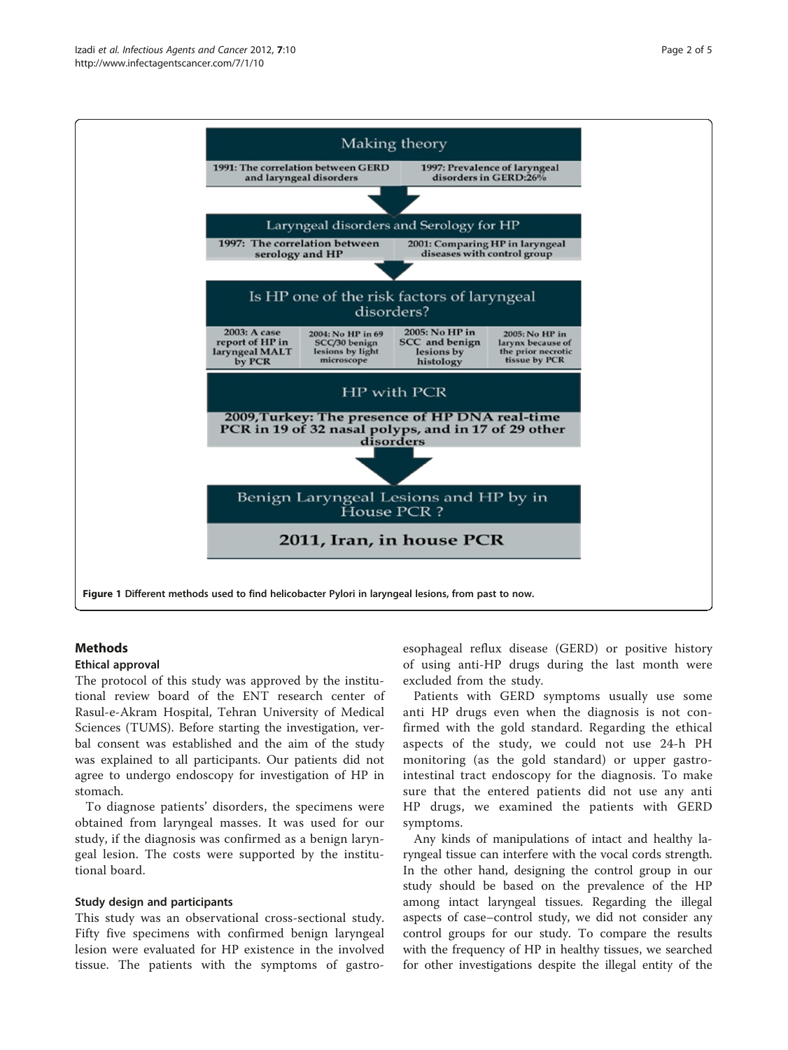Making theory

| 1991: The correlation between GERD and laryngeal disorders | 1997: Prevalence of laryngeal disorders in GERD:26% |
|---|---|

Laryngeal disorders and Serology for HP

| 1997: The correlation between serology and HP | 2001: Comparing HP in laryngeal diseases with control group |
|---|---|

Is HP one of the risk factors of laryngeal disorders?

| 2003: A case report of HP in laryngeal MALT by PCR | 2004: No HP in 69 SCC/30 benign lesions by light microscope | 2005: No HP in SCC and benign lesions by histology | 2005: No HP in larynx because of the prior necrotic tissue by PCR |
|---|---|---|---|

HP with PCR

2009,Turkey: The presence of HP DNA real-time PCR in 19 of 32 nasal polyps, and in 17 of 29 other disorders

Benign Laryngeal Lesions and HP by in House PCR ?

2011, Iran, in house PCR

**Figure 1** Different methods used to find helicobacter Pylori in laryngeal lesions, from past to now.

## Methods

### Ethical approval

The protocol of this study was approved by the institutional review board of the ENT research center of Rasul-e-Akram Hospital, Tehran University of Medical Sciences (TUMS). Before starting the investigation, verbal consent was established and the aim of the study was explained to all participants. Our patients did not agree to undergo endoscopy for investigation of HP in stomach.

To diagnose patients' disorders, the specimens were obtained from laryngeal masses. It was used for our study, if the diagnosis was confirmed as a benign laryngeal lesion. The costs were supported by the institutional board.

### Study design and participants

This study was an observational cross-sectional study. Fifty five specimens with confirmed benign laryngeal lesion were evaluated for HP existence in the involved tissue. The patients with the symptoms of gastro-esophageal reflux disease (GERD) or positive history of using anti-HP drugs during the last month were excluded from the study.

Patients with GERD symptoms usually use some anti HP drugs even when the diagnosis is not confirmed with the gold standard. Regarding the ethical aspects of the study, we could not use 24-h PH monitoring (as the gold standard) or upper gastro-intestinal tract endoscopy for the diagnosis. To make sure that the entered patients did not use any anti HP drugs, we examined the patients with GERD symptoms.

Any kinds of manipulations of intact and healthy laryngeal tissue can interfere with the vocal cords strength. In the other hand, designing the control group in our study should be based on the prevalence of the HP among intact laryngeal tissues. Regarding the illegal aspects of case–control study, we did not consider any control groups for our study. To compare the results with the frequency of HP in healthy tissues, we searched for other investigations despite the illegal entity of the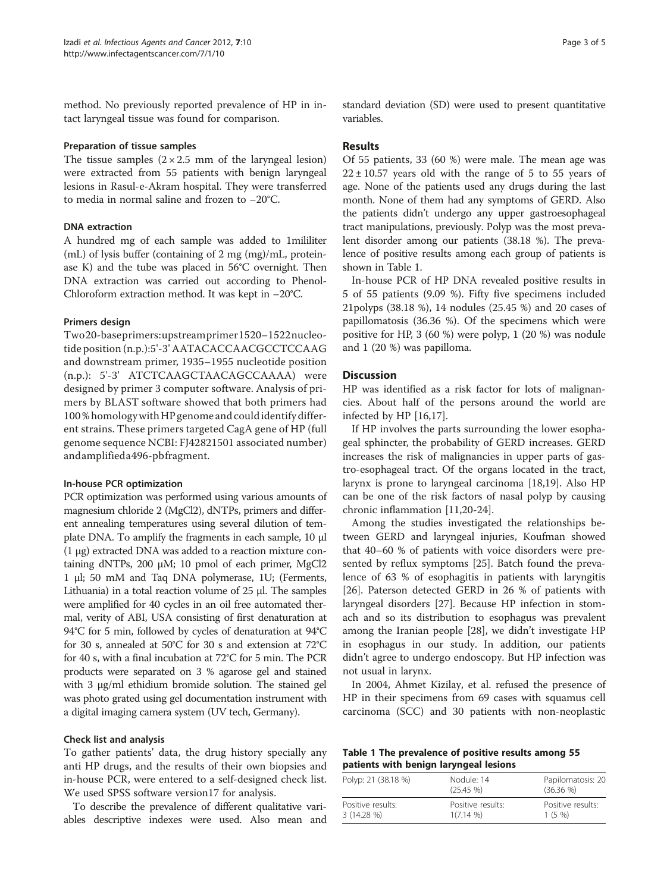method. No previously reported prevalence of HP in intact laryngeal tissue was found for comparison.

### Preparation of tissue samples

The tissue samples ($2 \times 2.5$ mm of the laryngeal lesion) were extracted from 55 patients with benign laryngeal lesions in Rasul-e-Akram hospital. They were transferred to media in normal saline and frozen to −20°C.

### DNA extraction

A hundred mg of each sample was added to 1mililiter (mL) of lysis buffer (containing of 2 mg (mg)/mL, proteinase K) and the tube was placed in 56°C overnight. Then DNA extraction was carried out according to Phenol-Chloroform extraction method. It was kept in −20°C.

### Primers design

Two20-baseprimers:upstreamprimer1520–1522nucleotide position (n.p.):5'-3' AATACACCAACGCCTCCAAG and downstream primer, 1935–1955 nucleotide position (n.p.): 5'-3' ATCTCAAGCTAACAGCCAAAA) were designed by primer 3 computer software. Analysis of primers by BLAST software showed that both primers had 100 % homology with HP genome and could identify different strains. These primers targeted CagA gene of HP (full genome sequence NCBI: FJ42821501 associated number) andamplifieda496-pbfragment.

### In-house PCR optimization

PCR optimization was performed using various amounts of magnesium chloride 2 ($MgCl_2$), dNTPs, primers and different annealing temperatures using several dilution of template DNA. To amplify the fragments in each sample, 10 μl (1 μg) extracted DNA was added to a reaction mixture containing dNTPs, 200 μM; 10 pmol of each primer, $MgCl_2$ 1 μl; 50 mM and Taq DNA polymerase, 1U; (Ferments, Lithuania) in a total reaction volume of 25 μl. The samples were amplified for 40 cycles in an oil free automated thermal, verity of ABI, USA consisting of first denaturation at 94°C for 5 min, followed by cycles of denaturation at 94°C for 30 s, annealed at 50°C for 30 s and extension at 72°C for 40 s, with a final incubation at 72°C for 5 min. The PCR products were separated on 3 % agarose gel and stained with 3 μg/ml ethidium bromide solution. The stained gel was photo grated using gel documentation instrument with a digital imaging camera system (UV tech, Germany).

### Check list and analysis

To gather patients' data, the drug history specially any anti HP drugs, and the results of their own biopsies and in-house PCR, were entered to a self-designed check list. We used SPSS software version17 for analysis.

To describe the prevalence of different qualitative variables descriptive indexes were used. Also mean and standard deviation (SD) were used to present quantitative variables.

## Results

Of 55 patients, 33 (60 %) were male. The mean age was $22 \pm 10.57$ years old with the range of 5 to 55 years of age. None of the patients used any drugs during the last month. None of them had any symptoms of GERD. Also the patients didn't undergo any upper gastroesophageal tract manipulations, previously. Polyp was the most prevalent disorder among our patients (38.18 %). The prevalence of positive results among each group of patients is shown in Table 1.

In-house PCR of HP DNA revealed positive results in 5 of 55 patients (9.09 %). Fifty five specimens included 21polyps (38.18 %), 14 nodules (25.45 %) and 20 cases of papillomatosis (36.36 %). Of the specimens which were positive for HP, 3 (60 %) were polyp, 1 (20 %) was nodule and 1 (20 %) was papilloma.

## Discussion

HP was identified as a risk factor for lots of malignancies. About half of the persons around the world are infected by HP [16,17].

If HP involves the parts surrounding the lower esophageal sphincter, the probability of GERD increases. GERD increases the risk of malignancies in upper parts of gastro-esophageal tract. Of the organs located in the tract, larynx is prone to laryngeal carcinoma [18,19]. Also HP can be one of the risk factors of nasal polyp by causing chronic inflammation [11,20-24].

Among the studies investigated the relationships between GERD and laryngeal injuries, Koufman showed that 40–60 % of patients with voice disorders were presented by reflux symptoms [25]. Batch found the prevalence of 63 % of esophagitis in patients with laryngitis [26]. Paterson detected GERD in 26 % of patients with laryngeal disorders [27]. Because HP infection in stomach and so its distribution to esophagus was prevalent among the Iranian people [28], we didn't investigate HP in esophagus in our study. In addition, our patients didn't agree to undergo endoscopy. But HP infection was not usual in larynx.

In 2004, Ahmet Kizilay, et al. refused the presence of HP in their specimens from 69 cases with squamus cell carcinoma (SCC) and 30 patients with non-neoplastic

**Table 1 The prevalence of positive results among 55 patients with benign laryngeal lesions**

| Polyp: 21 (38.18 %) | Nodule: 14 (25.45 %) | Papilomatosis: 20 (36.36 %) |
|---|---|---|
| Positive results: 3 (14.28 %) | Positive results: 1(7.14 %) | Positive results: 1 (5 %) |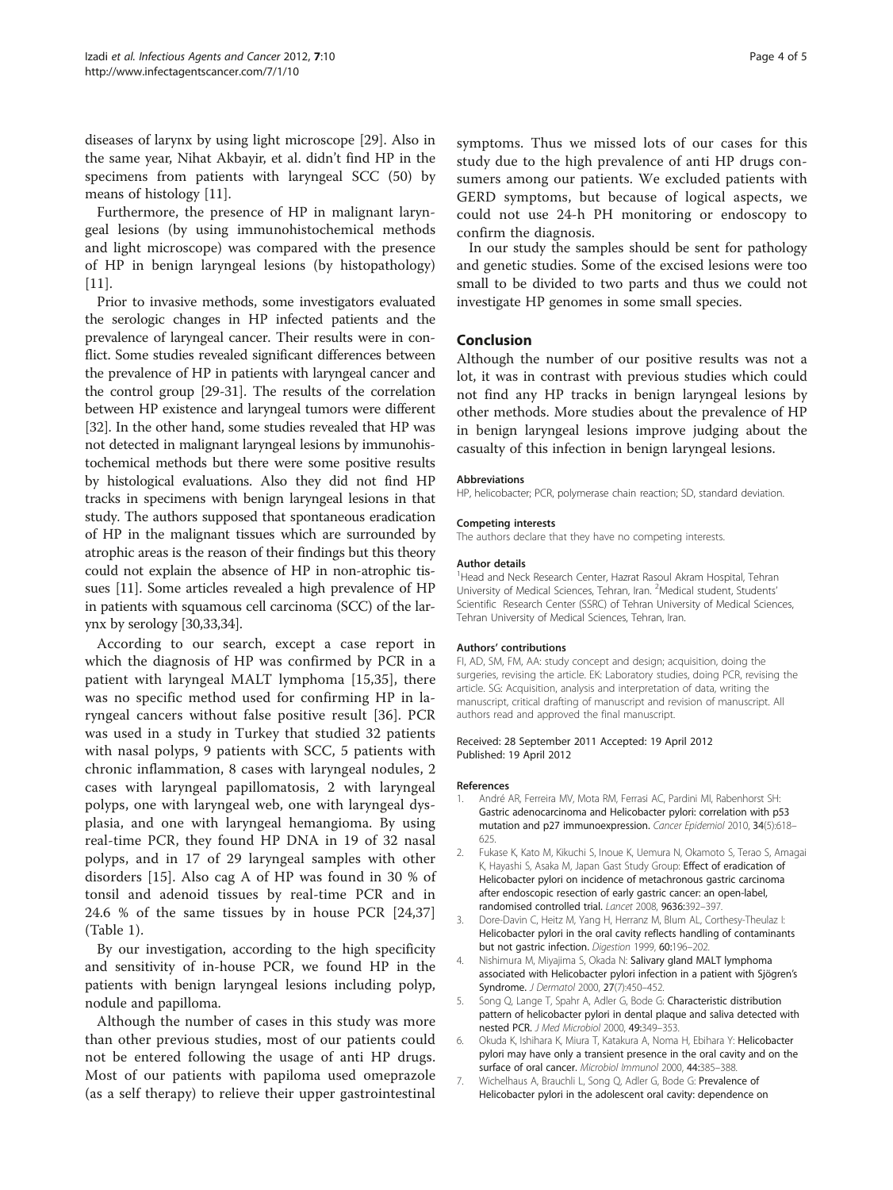diseases of larynx by using light microscope [29]. Also in the same year, Nihat Akbayir, et al. didn't find HP in the specimens from patients with laryngeal SCC (50) by means of histology [11].

Furthermore, the presence of HP in malignant laryngeal lesions (by using immunohistochemical methods and light microscope) was compared with the presence of HP in benign laryngeal lesions (by histopathology) [11].

Prior to invasive methods, some investigators evaluated the serologic changes in HP infected patients and the prevalence of laryngeal cancer. Their results were in conflict. Some studies revealed significant differences between the prevalence of HP in patients with laryngeal cancer and the control group [29-31]. The results of the correlation between HP existence and laryngeal tumors were different [32]. In the other hand, some studies revealed that HP was not detected in malignant laryngeal lesions by immunohistochemical methods but there were some positive results by histological evaluations. Also they did not find HP tracks in specimens with benign laryngeal lesions in that study. The authors supposed that spontaneous eradication of HP in the malignant tissues which are surrounded by atrophic areas is the reason of their findings but this theory could not explain the absence of HP in non-atrophic tissues [11]. Some articles revealed a high prevalence of HP in patients with squamous cell carcinoma (SCC) of the larynx by serology [30,33,34].

According to our search, except a case report in which the diagnosis of HP was confirmed by PCR in a patient with laryngeal MALT lymphoma [15,35], there was no specific method used for confirming HP in laryngeal cancers without false positive result [36]. PCR was used in a study in Turkey that studied 32 patients with nasal polyps, 9 patients with SCC, 5 patients with chronic inflammation, 8 cases with laryngeal nodules, 2 cases with laryngeal papillomatosis, 2 with laryngeal polyps, one with laryngeal web, one with laryngeal dysplasia, and one with laryngeal hemangioma. By using real-time PCR, they found HP DNA in 19 of 32 nasal polyps, and in 17 of 29 laryngeal samples with other disorders [15]. Also cag A of HP was found in 30 % of tonsil and adenoid tissues by real-time PCR and in 24.6 % of the same tissues by in house PCR [24,37] (Table 1).

By our investigation, according to the high specificity and sensitivity of in-house PCR, we found HP in the patients with benign laryngeal lesions including polyp, nodule and papilloma.

Although the number of cases in this study was more than other previous studies, most of our patients could not be entered following the usage of anti HP drugs. Most of our patients with papiloma used omeprazole (as a self therapy) to relieve their upper gastrointestinal symptoms. Thus we missed lots of our cases for this study due to the high prevalence of anti HP drugs consumers among our patients. We excluded patients with GERD symptoms, but because of logical aspects, we could not use 24-h PH monitoring or endoscopy to confirm the diagnosis.

In our study the samples should be sent for pathology and genetic studies. Some of the excised lesions were too small to be divided to two parts and thus we could not investigate HP genomes in some small species.

## Conclusion

Although the number of our positive results was not a lot, it was in contrast with previous studies which could not find any HP tracks in benign laryngeal lesions by other methods. More studies about the prevalence of HP in benign laryngeal lesions improve judging about the casualty of this infection in benign laryngeal lesions.

#### Abbreviations

HP, helicobacter; PCR, polymerase chain reaction; SD, standard deviation.

#### Competing interests

The authors declare that they have no competing interests.

#### Author details

[1]Head and Neck Research Center, Hazrat Rasoul Akram Hospital, Tehran University of Medical Sciences, Tehran, Iran. [2]Medical student, Students' Scientific Research Center (SSRC) of Tehran University of Medical Sciences, Tehran University of Medical Sciences, Tehran, Iran.

#### Authors' contributions

FI, AD, SM, FM, AA: study concept and design; acquisition, doing the surgeries, revising the article. EK: Laboratory studies, doing PCR, revising the article. SG: Acquisition, analysis and interpretation of data, writing the manuscript, critical drafting of manuscript and revision of manuscript. All authors read and approved the final manuscript.

Received: 28 September 2011 Accepted: 19 April 2012
Published: 19 April 2012

#### References

1. André AR, Ferreira MV, Mota RM, Ferrasi AC, Pardini MI, Rabenhorst SH: **Gastric adenocarcinoma and Helicobacter pylori: correlation with p53 mutation and p27 immunoexpression.** *Cancer Epidemiol* 2010, **34**(5):618–625.
2. Fukase K, Kato M, Kikuchi S, Inoue K, Uemura N, Okamoto S, Terao S, Amagai K, Hayashi S, Asaka M, Japan Gast Study Group: **Effect of eradication of Helicobacter pylori on incidence of metachronous gastric carcinoma after endoscopic resection of early gastric cancer: an open-label, randomised controlled trial.** *Lancet* 2008, **9636**:392–397.
3. Dore-Davin C, Heitz M, Yang H, Herranz M, Blum AL, Corthesy-Theulaz I: **Helicobacter pylori in the oral cavity reflects handling of contaminants but not gastric infection.** *Digestion* 1999, **60**:196–202.
4. Nishimura M, Miyajima S, Okada N: **Salivary gland MALT lymphoma associated with Helicobacter pylori infection in a patient with Sjögren's Syndrome.** *J Dermatol* 2000, **27**(7):450–452.
5. Song Q, Lange T, Spahr A, Adler G, Bode G: **Characteristic distribution pattern of helicobacter pylori in dental plaque and saliva detected with nested PCR.** *J Med Microbiol* 2000, **49**:349–353.
6. Okuda K, Ishihara K, Miura T, Katakura A, Noma H, Ebihara Y: **Helicobacter pylori may have only a transient presence in the oral cavity and on the surface of oral cancer.** *Microbiol Immunol* 2000, **44**:385–388.
7. Wichelhaus A, Brauchli L, Song Q, Adler G, Bode G: **Prevalence of Helicobacter pylori in the adolescent oral cavity: dependence on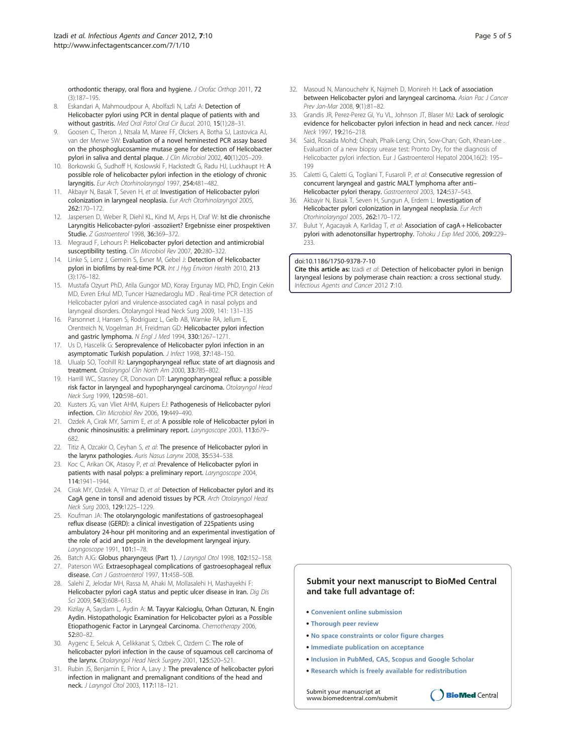orthodontic therapy, oral flora and hygiene. *J Orofac Orthop* 2011, 72 (3):187–195.

8. Eskandari A, Mahmoudpour A, Abolfazli N, Lafzi A: **Detection of Helicobacter pylori using PCR in dental plaque of patients with and without gastritis.** *Med Oral Patol Oral Cir Bucal.* 2010, 15(1):28–31.
9. Goosen C, Theron J, Ntsala M, Maree FF, Olckers A, Botha SJ, Lastovica AJ, van der Merwe SW: **Evaluation of a novel heminested PCR assay based on the phosphoglucosamine mutase gene for detection of Helicobacter pylori in saliva and dental plaque.** *J Clin Microbiol* 2002, 40(1):205–209.
10. Borkowski G, Sudhoff H, Koslowski F, Hackstedt G, Radu HJ, Luckhaupt H: **A possible role of helicobacter pylori infection in the etiology of chronic laryngitis.** *Eur Arch Otorhinolaryngol* 1997, 254:481–482.
11. Akbayir N, Basak T, Seven H, *et al*: **Investigation of Helicobacter pylori colonization in laryngeal neoplasia.** *Eur Arch Otorhinolaryngol* 2005, 262:170–172.
12. Jaspersen D, Weber R, Diehl KL, Kind M, Arps H, Draf W: **Ist die chronische Laryngitis Helicobacter-pylori -assoziiert? Ergebnisse einer prospektiven Studie.** *Z Gastroenterol* 1998, 36:369–372.
13. Megraud F, Lehours P: **Helicobacter pylori detection and antimicrobial susceptibility testing.** *Clin Microbiol Rev* 2007, 20:280–322.
14. Linke S, Lenz J, Gemein S, Exner M, Gebel J: **Detection of Helicobacter pylori in biofilms by real-time PCR.** *Int J Hyg Environ Health* 2010, 213 (3):176–182.
15. Mustafa Ozyurt PhD, Atila Gungor MD, Koray Ergunay MD, PhD, Engin Cekin MD, Evren Erkul MD, Tuncer Haznedaroglu MD . Real-time PCR detection of Helicobacter pylori and virulence-associated cagA in nasal polyps and laryngeal disorders. Otolaryngol Head Neck Surg 2009, 141: 131–135
16. Parsonnet J, Hansen S, Rodriguez L, Gelb AB, Warnke RA, Jellum E, Orentreich N, Vogelman JH, Freidman GD: **Helicobacter pylori infection and gastric lymphoma.** *N Engl J Med* 1994, 330:1267–1271.
17. Us D, Hascelik G: **Seroprevalence of Helicobacter pylori infection in an asymptomatic Turkish population.** *J Infect* 1998, 37:148–150.
18. Ulualp SO, Toohill RJ: **Laryngopharyngeal reflux: state of art diagnosis and treatment.** *Otolaryngol Clin North Am* 2000, 33:785–802.
19. Harrill WC, Stasney CR, Donovan DT: **Laryngopharyngeal reflux: a possible risk factor in laryngeal and hypopharyngeal carcinoma.** *Otolaryngol Head Neck Surg* 1999, 120:598–601.
20. Kusters JG, van Vliet AHM, Kuipers EJ: **Pathogenesis of Helicobacter pylori infection.** *Clin Microbiol Rev* 2006, 19:449–490.
21. Ozdek A, Cirak MY, Samim E, *et al*: **A possible role of Helicobacter pylori in chronic rhinosinusitis: a preliminary report.** *Laryngoscope* 2003, 113:679–682.
22. Titiz A, Ozcakir O, Ceyhan S, *et al*: **The presence of Helicobacter pylori in the larynx pathologies.** *Auris Nasus Larynx* 2008, 35:534–538.
23. Koc C, Arikan OK, Atasoy P, *et al*: **Prevalence of Helicobacter pylori in patients with nasal polyps: a preliminary report.** *Laryngoscope* 2004, 114:1941–1944.
24. Cirak MY, Ozdek A, Yilmaz D, *et al*: **Detection of Helicobacter pylori and its CagA gene in tonsil and adenoid tissues by PCR.** *Arch Otolaryngol Head Neck Surg* 2003, 129:1225–1229.
25. Koufman JA: **The otolaryngologic manifestations of gastroesophageal reflux disease (GERD): a clinical investigation of 225patients using ambulatory 24-hour pH monitoring and an experimental investigation of the role of acid and pepsin in the development laryngeal injury.** *Laryngoscope* 1991, 101:1–78.
26. Batch AJG: **Globus pharyngeus (Part 1).** *J Laryngol Otol* 1998, 102:152–158.
27. Paterson WG: **Extraesophageal complications of gastroesophageal reflux disease.** *Can J Gastroenterol* 1997, 11:45B–50B.
28. Salehi Z, Jelodar MH, Rassa M, Ahaki M, Mollasalehi H, Mashayekhi F: **Helicobacter pylori cagA status and peptic ulcer disease in Iran.** *Dig Dis Sci* 2009, 54(3):608–613.
29. Kizilay A, Saydam L, Aydin A: **M. Tayyar Kalcioglu, Orhan Ozturan, N. Engin Aydin. Histopathologic Examination for Helicobacter pylori as a Possible Etiopathogenic Factor in Laryngeal Carcinoma.** *Chemotherapy* 2006, 52:80–82.
30. Aygenc E, Selcuk A, Celikkanat S, Ozbek C, Ozdem C: **The role of helicobacter pylori infection in the cause of squamous cell carcinoma of the larynx.** *Otolaryngol Head Neck Surgery* 2001, 125:520–521.
31. Rubin JS, Benjamin E, Prior A, Lavy J: **The prevalence of helicobacter pylori infection in malignant and premalignant conditions of the head and neck.** *J Laryngol Otol* 2003, 117:118–121.
32. Masoud N, Manouchehr K, Najmeh D, Monireh H: **Lack of association between Helicobacter pylori and laryngeal carcinoma.** *Asian Pac J Cancer Prev Jan-Mar* 2008, 9(1):81–82.
33. Grandis JR, Perez-Perez GI, Yu VL, Johnson JT, Blaser MJ: **Lack of serologic evidence for helicobacter pylori infection in head and neck cancer.** *Head Neck* 1997, 19:216–218.
34. Said, Rosaida Mohd; Cheah, Phaik-Leng; Chin, Sow-Chan; Goh, Khean-Lee . Evaluation of a new biopsy urease test: Pronto Dry, for the diagnosis of Helicobacter pylori infection. Eur J Gastroenterol Hepatol 2004,16(2): 195–199
35. Caletti G, Caletti G, Togliani T, Fusaroli P, *et al*: **Consecutive regression of concurrent laryngeal and gastric MALT lymphoma after anti–Helicobacter pylori therapy.** *Gastroenterol* 2003, 124:537–543.
36. Akbayir N, Basak T, Seven H, Sungun A, Erdem L: **Investigation of Helicobacter pylori colonization in laryngeal neoplasia.** *Eur Arch Otorhinolaryngol* 2005, 262:170–172.
37. Bulut Y, Agacayak A, Karlidag T, *et al*: **Association of cagA + Helicobacter pylori with adenotonsillar hypertrophy.** *Tohoku J Exp Med* 2006, 209:229–233.

doi:10.1186/1750-9378-7-10

**Cite this article as:** Izadi *et al*: Detection of helicobacter pylori in benign laryngeal lesions by polymerase chain reaction: a cross sectional study. *Infectious Agents and Cancer* 2012 **7**:10.

**Submit your next manuscript to BioMed Central and take full advantage of:**

- **Convenient online submission**
- **Thorough peer review**
- **No space constraints or color figure charges**
- **Immediate publication on acceptance**
- **Inclusion in PubMed, CAS, Scopus and Google Scholar**
- **Research which is freely available for redistribution**

Submit your manuscript at www.biomedcentral.com/submit

BioMed Central